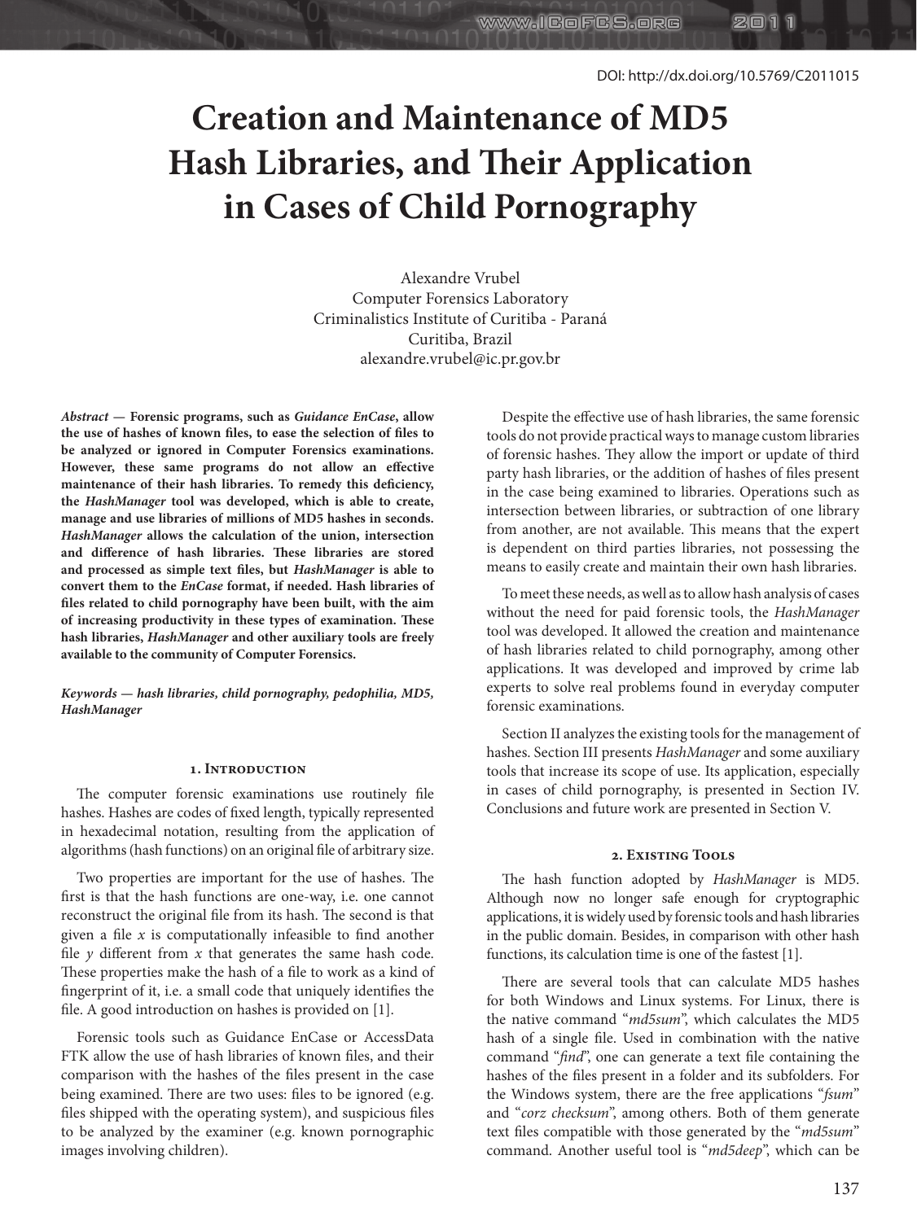DOI: http://dx.doi.org/10.5769/C2011015

# Creation and Maintenance of MD5 Hash Libraries, and Their Application in Cases of Child Pornography

Alexandre Vrubel
Computer Forensics Laboratory
Criminalistics Institute of Curitiba - Paraná
Curitiba, Brazil
alexandre.vrubel@ic.pr.gov.br

***Abstract* — Forensic programs, such as *Guidance EnCase*, allow the use of hashes of known files, to ease the selection of files to be analyzed or ignored in Computer Forensics examinations. However, these same programs do not allow an effective maintenance of their hash libraries. To remedy this deficiency, the *HashManager* tool was developed, which is able to create, manage and use libraries of millions of MD5 hashes in seconds. *HashManager* allows the calculation of the union, intersection and difference of hash libraries. These libraries are stored and processed as simple text files, but *HashManager* is able to convert them to the *EnCase* format, if needed. Hash libraries of files related to child pornography have been built, with the aim of increasing productivity in these types of examination. These hash libraries, *HashManager* and other auxiliary tools are freely available to the community of Computer Forensics.**

***Keywords — hash libraries, child pornography, pedophilia, MD5, HashManager***

## 1. Introduction

The computer forensic examinations use routinely file hashes. Hashes are codes of fixed length, typically represented in hexadecimal notation, resulting from the application of algorithms (hash functions) on an original file of arbitrary size.

Two properties are important for the use of hashes. The first is that the hash functions are one-way, i.e. one cannot reconstruct the original file from its hash. The second is that given a file *x* is computationally infeasible to find another file *y* different from *x* that generates the same hash code. These properties make the hash of a file to work as a kind of fingerprint of it, i.e. a small code that uniquely identifies the file. A good introduction on hashes is provided on [1].

Forensic tools such as Guidance EnCase or AccessData FTK allow the use of hash libraries of known files, and their comparison with the hashes of the files present in the case being examined. There are two uses: files to be ignored (e.g. files shipped with the operating system), and suspicious files to be analyzed by the examiner (e.g. known pornographic images involving children).

Despite the effective use of hash libraries, the same forensic tools do not provide practical ways to manage custom libraries of forensic hashes. They allow the import or update of third party hash libraries, or the addition of hashes of files present in the case being examined to libraries. Operations such as intersection between libraries, or subtraction of one library from another, are not available. This means that the expert is dependent on third parties libraries, not possessing the means to easily create and maintain their own hash libraries.

To meet these needs, as well as to allow hash analysis of cases without the need for paid forensic tools, the *HashManager* tool was developed. It allowed the creation and maintenance of hash libraries related to child pornography, among other applications. It was developed and improved by crime lab experts to solve real problems found in everyday computer forensic examinations.

Section II analyzes the existing tools for the management of hashes. Section III presents *HashManager* and some auxiliary tools that increase its scope of use. Its application, especially in cases of child pornography, is presented in Section IV. Conclusions and future work are presented in Section V.

## 2. Existing Tools

The hash function adopted by *HashManager* is MD5. Although now no longer safe enough for cryptographic applications, it is widely used by forensic tools and hash libraries in the public domain. Besides, in comparison with other hash functions, its calculation time is one of the fastest [1].

There are several tools that can calculate MD5 hashes for both Windows and Linux systems. For Linux, there is the native command "*md5sum*", which calculates the MD5 hash of a single file. Used in combination with the native command "*find*", one can generate a text file containing the hashes of the files present in a folder and its subfolders. For the Windows system, there are the free applications "*fsum*" and "*corz checksum*", among others. Both of them generate text files compatible with those generated by the "*md5sum*" command. Another useful tool is "*md5deep*", which can be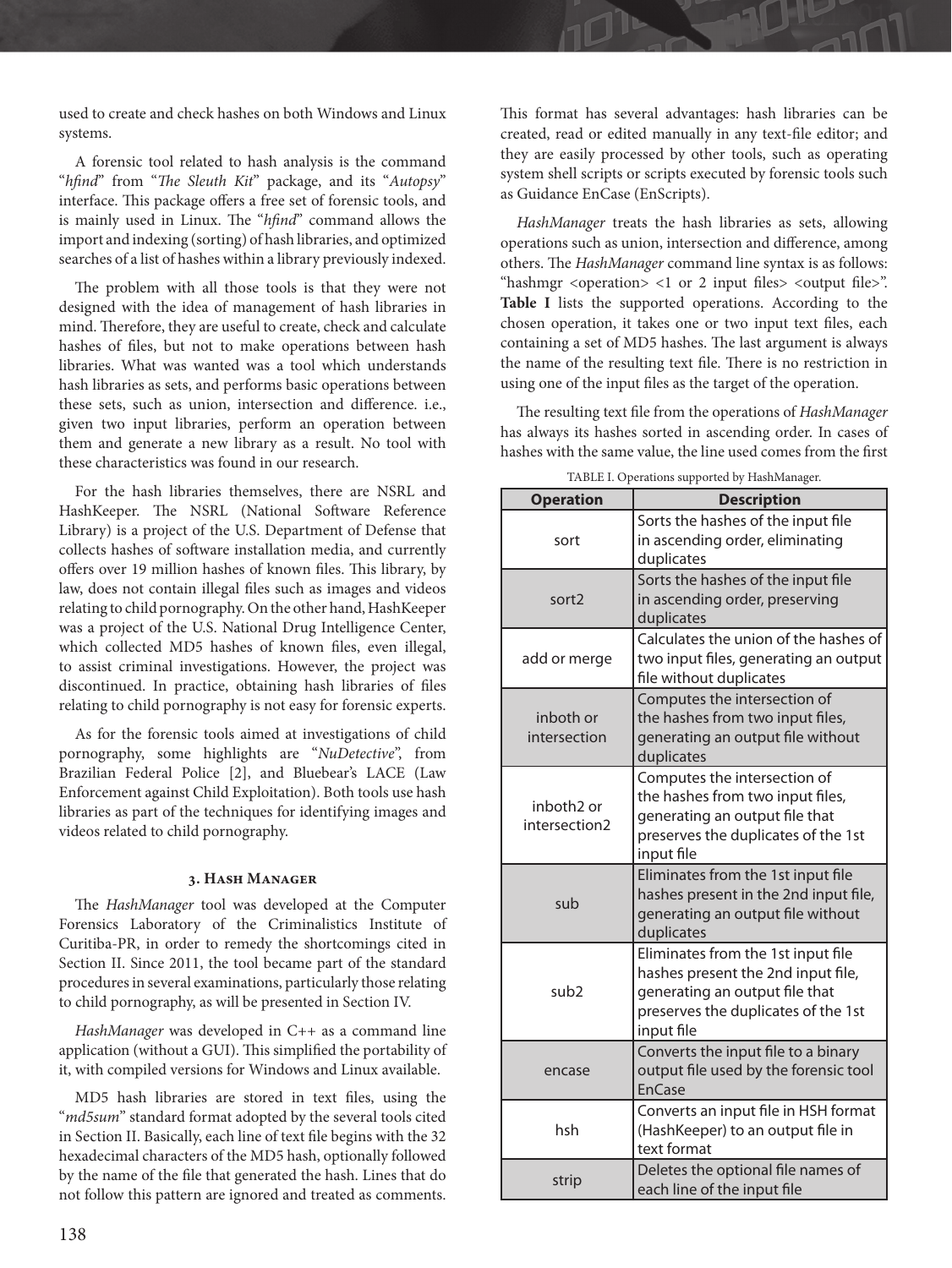used to create and check hashes on both Windows and Linux systems.

A forensic tool related to hash analysis is the command "*hfind*" from "*The Sleuth Kit*" package, and its "*Autopsy*" interface. This package offers a free set of forensic tools, and is mainly used in Linux. The "*hfind*" command allows the import and indexing (sorting) of hash libraries, and optimized searches of a list of hashes within a library previously indexed.

The problem with all those tools is that they were not designed with the idea of management of hash libraries in mind. Therefore, they are useful to create, check and calculate hashes of files, but not to make operations between hash libraries. What was wanted was a tool which understands hash libraries as sets, and performs basic operations between these sets, such as union, intersection and difference. i.e., given two input libraries, perform an operation between them and generate a new library as a result. No tool with these characteristics was found in our research.

For the hash libraries themselves, there are NSRL and HashKeeper. The NSRL (National Software Reference Library) is a project of the U.S. Department of Defense that collects hashes of software installation media, and currently offers over 19 million hashes of known files. This library, by law, does not contain illegal files such as images and videos relating to child pornography. On the other hand, HashKeeper was a project of the U.S. National Drug Intelligence Center, which collected MD5 hashes of known files, even illegal, to assist criminal investigations. However, the project was discontinued. In practice, obtaining hash libraries of files relating to child pornography is not easy for forensic experts.

As for the forensic tools aimed at investigations of child pornography, some highlights are "*NuDetective*", from Brazilian Federal Police [2], and Bluebear's LACE (Law Enforcement against Child Exploitation). Both tools use hash libraries as part of the techniques for identifying images and videos related to child pornography.

### 3. Hash Manager

The *HashManager* tool was developed at the Computer Forensics Laboratory of the Criminalistics Institute of Curitiba-PR, in order to remedy the shortcomings cited in Section II. Since 2011, the tool became part of the standard procedures in several examinations, particularly those relating to child pornography, as will be presented in Section IV.

*HashManager* was developed in C++ as a command line application (without a GUI). This simplified the portability of it, with compiled versions for Windows and Linux available.

MD5 hash libraries are stored in text files, using the "*md5sum*" standard format adopted by the several tools cited in Section II. Basically, each line of text file begins with the 32 hexadecimal characters of the MD5 hash, optionally followed by the name of the file that generated the hash. Lines that do not follow this pattern are ignored and treated as comments. This format has several advantages: hash libraries can be created, read or edited manually in any text-file editor; and they are easily processed by other tools, such as operating system shell scripts or scripts executed by forensic tools such as Guidance EnCase (EnScripts).

*HashManager* treats the hash libraries as sets, allowing operations such as union, intersection and difference, among others. The *HashManager* command line syntax is as follows: "hashmgr <operation> <1 or 2 input files> <output file>". **Table I** lists the supported operations. According to the chosen operation, it takes one or two input text files, each containing a set of MD5 hashes. The last argument is always the name of the resulting text file. There is no restriction in using one of the input files as the target of the operation.

The resulting text file from the operations of *HashManager* has always its hashes sorted in ascending order. In cases of hashes with the same value, the line used comes from the first

TABLE I. Operations supported by HashManager.

| Operation | Description |
| --- | --- |
| sort | Sorts the hashes of the input file in ascending order, eliminating duplicates |
| sort2 | Sorts the hashes of the input file in ascending order, preserving duplicates |
| add or merge | Calculates the union of the hashes of two input files, generating an output file without duplicates |
| inboth or intersection | Computes the intersection of the hashes from two input files, generating an output file without duplicates |
| inboth2 or intersection2 | Computes the intersection of the hashes from two input files, generating an output file that preserves the duplicates of the 1st input file |
| sub | Eliminates from the 1st input file hashes present in the 2nd input file, generating an output file without duplicates |
| sub2 | Eliminates from the 1st input file hashes present the 2nd input file, generating an output file that preserves the duplicates of the 1st input file |
| encase | Converts the input file to a binary output file used by the forensic tool EnCase |
| hsh | Converts an input file in HSH format (HashKeeper) to an output file in text format |
| strip | Deletes the optional file names of each line of the input file |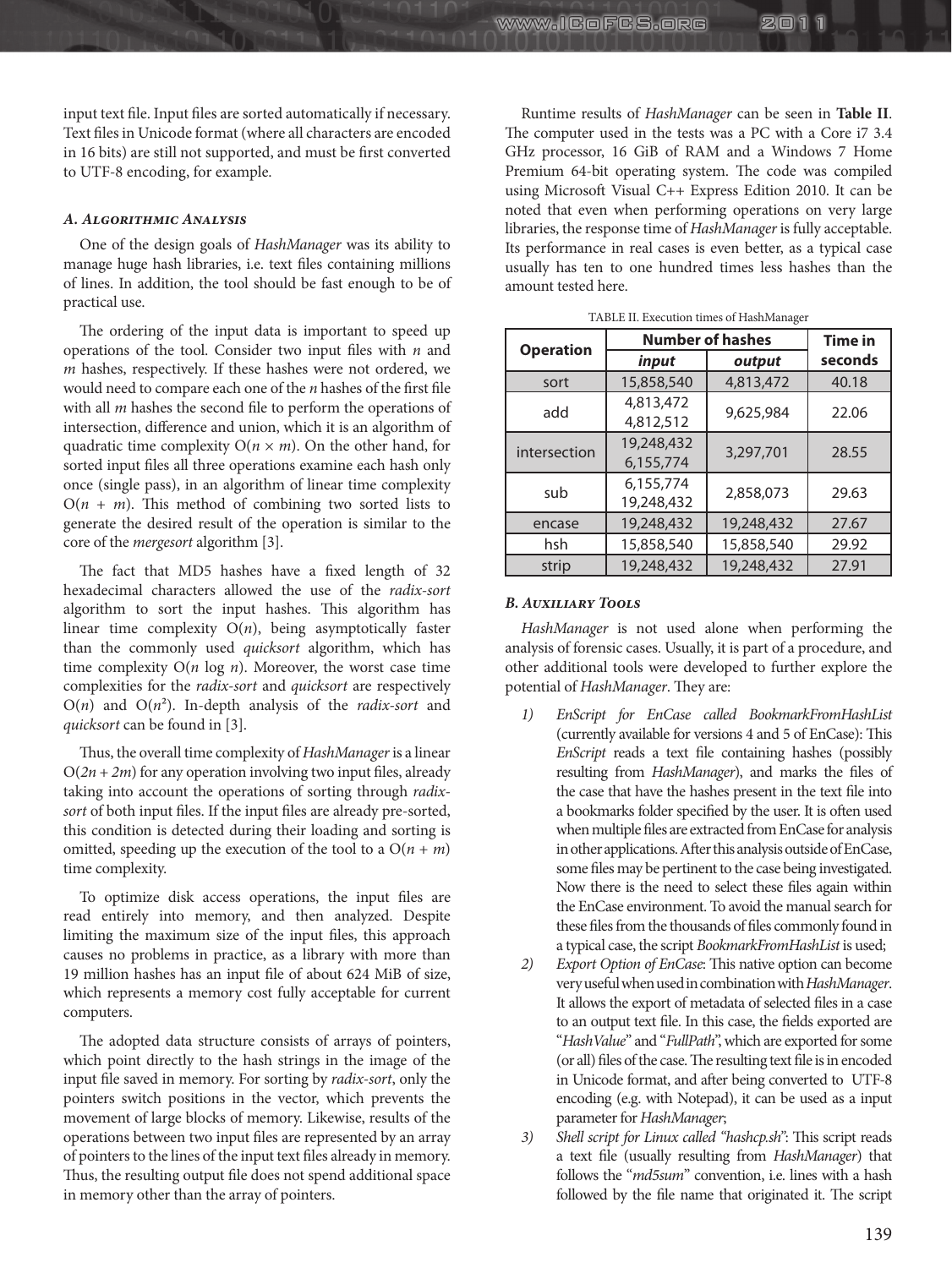input text file. Input files are sorted automatically if necessary. Text files in Unicode format (where all characters are encoded in 16 bits) are still not supported, and must be first converted to UTF-8 encoding, for example.

### *A. Algorithmic Analysis*

One of the design goals of *HashManager* was its ability to manage huge hash libraries, i.e. text files containing millions of lines. In addition, the tool should be fast enough to be of practical use.

The ordering of the input data is important to speed up operations of the tool. Consider two input files with $n$ and $m$ hashes, respectively. If these hashes were not ordered, we would need to compare each one of the $n$ hashes of the first file with all $m$ hashes the second file to perform the operations of intersection, difference and union, which it is an algorithm of quadratic time complexity $O(n \times m)$. On the other hand, for sorted input files all three operations examine each hash only once (single pass), in an algorithm of linear time complexity $O(n + m)$. This method of combining two sorted lists to generate the desired result of the operation is similar to the core of the *mergesort* algorithm [3].

The fact that MD5 hashes have a fixed length of 32 hexadecimal characters allowed the use of the *radix-sort* algorithm to sort the input hashes. This algorithm has linear time complexity $O(n)$, being asymptotically faster than the commonly used *quicksort* algorithm, which has time complexity $O(n \log n)$. Moreover, the worst case time complexities for the *radix-sort* and *quicksort* are respectively $O(n)$ and $O(n^2)$. In-depth analysis of the *radix-sort* and *quicksort* can be found in [3].

Thus, the overall time complexity of *HashManager* is a linear $O(2n + 2m)$ for any operation involving two input files, already taking into account the operations of sorting through *radix-sort* of both input files. If the input files are already pre-sorted, this condition is detected during their loading and sorting is omitted, speeding up the execution of the tool to a $O(n + m)$ time complexity.

To optimize disk access operations, the input files are read entirely into memory, and then analyzed. Despite limiting the maximum size of the input files, this approach causes no problems in practice, as a library with more than 19 million hashes has an input file of about 624 MiB of size, which represents a memory cost fully acceptable for current computers.

The adopted data structure consists of arrays of pointers, which point directly to the hash strings in the image of the input file saved in memory. For sorting by *radix-sort*, only the pointers switch positions in the vector, which prevents the movement of large blocks of memory. Likewise, results of the operations between two input files are represented by an array of pointers to the lines of the input text files already in memory. Thus, the resulting output file does not spend additional space in memory other than the array of pointers.

Runtime results of *HashManager* can be seen in **Table II**. The computer used in the tests was a PC with a Core i7 3.4 GHz processor, 16 GiB of RAM and a Windows 7 Home Premium 64-bit operating system. The code was compiled using Microsoft Visual C++ Express Edition 2010. It can be noted that even when performing operations on very large libraries, the response time of *HashManager* is fully acceptable. Its performance in real cases is even better, as a typical case usually has ten to one hundred times less hashes than the amount tested here.

TABLE II. Execution times of HashManager

| **Operation** | **Number of hashes** | | **Time in seconds** |
|---|---|---|---|
| | ***input*** | ***output*** | |
| sort | 15,858,540 | 4,813,472 | 40.18 |
| add | 4,813,472<br>4,812,512 | 9,625,984 | 22.06 |
| intersection | 19,248,432<br>6,155,774 | 3,297,701 | 28.55 |
| sub | 6,155,774<br>19,248,432 | 2,858,073 | 29.63 |
| encase | 19,248,432 | 19,248,432 | 27.67 |
| hsh | 15,858,540 | 15,858,540 | 29.92 |
| strip | 19,248,432 | 19,248,432 | 27.91 |

### *B. Auxiliary Tools*

*HashManager* is not used alone when performing the analysis of forensic cases. Usually, it is part of a procedure, and other additional tools were developed to further explore the potential of *HashManager*. They are:

1) *EnScript for EnCase called BookmarkFromHashList* (currently available for versions 4 and 5 of EnCase): This *EnScript* reads a text file containing hashes (possibly resulting from *HashManager*), and marks the files of the case that have the hashes present in the text file into a bookmarks folder specified by the user. It is often used when multiple files are extracted from EnCase for analysis in other applications. After this analysis outside of EnCase, some files may be pertinent to the case being investigated. Now there is the need to select these files again within the EnCase environment. To avoid the manual search for these files from the thousands of files commonly found in a typical case, the script *BookmarkFromHashList* is used;
2) *Export Option of EnCase*: This native option can become very useful when used in combination with *HashManager*. It allows the export of metadata of selected files in a case to an output text file. In this case, the fields exported are "*HashValue*" and "*FullPath*", which are exported for some (or all) files of the case. The resulting text file is in encoded in Unicode format, and after being converted to UTF-8 encoding (e.g. with Notepad), it can be used as a input parameter for *HashManager*;
3) *Shell script for Linux called "hashcp.sh"*: This script reads a text file (usually resulting from *HashManager*) that follows the "*md5sum*" convention, i.e. lines with a hash followed by the file name that originated it. The script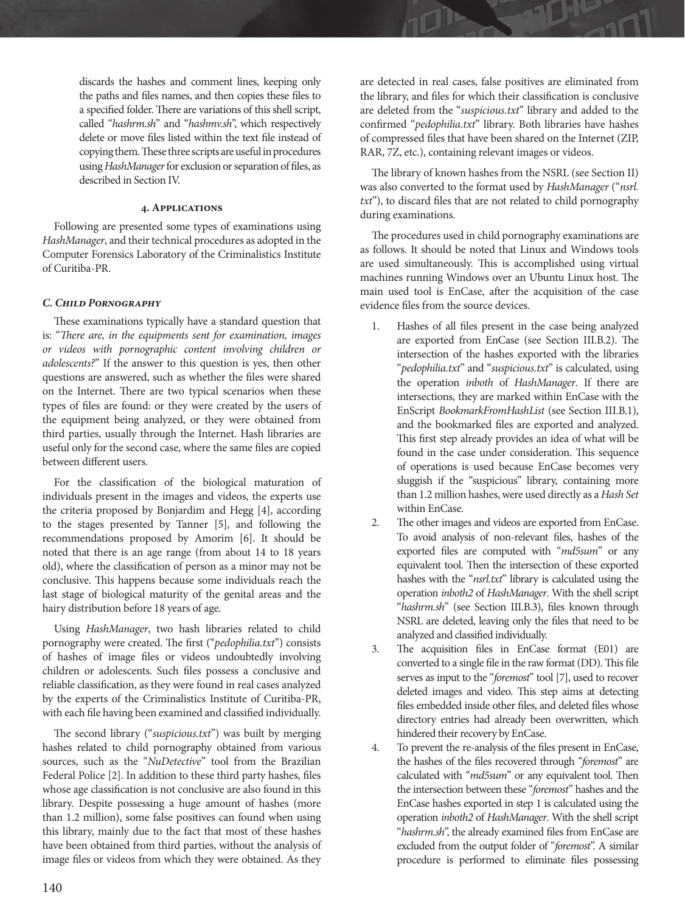discards the hashes and comment lines, keeping only the paths and files names, and then copies these files to a specified folder. There are variations of this shell script, called "*hashrm.sh*" and "*hashmv.sh*", which respectively delete or move files listed within the text file instead of copying them. These three scripts are useful in procedures using *HashManager* for exclusion or separation of files, as described in Section IV.

## 4. Applications

Following are presented some types of examinations using *HashManager*, and their technical procedures as adopted in the Computer Forensics Laboratory of the Criminalistics Institute of Curitiba-PR.

### C. Child Pornography

These examinations typically have a standard question that is: "*There are, in the equipments sent for examination, images or videos with pornographic content involving children or adolescents?*" If the answer to this question is yes, then other questions are answered, such as whether the files were shared on the Internet. There are two typical scenarios when these types of files are found: or they were created by the users of the equipment being analyzed, or they were obtained from third parties, usually through the Internet. Hash libraries are useful only for the second case, where the same files are copied between different users.

For the classification of the biological maturation of individuals present in the images and videos, the experts use the criteria proposed by Bonjardim and Hegg [4], according to the stages presented by Tanner [5], and following the recommendations proposed by Amorim [6]. It should be noted that there is an age range (from about 14 to 18 years old), where the classification of person as a minor may not be conclusive. This happens because some individuals reach the last stage of biological maturity of the genital areas and the hairy distribution before 18 years of age.

Using *HashManager*, two hash libraries related to child pornography were created. The first ("*pedophilia.txt*") consists of hashes of image files or videos undoubtedly involving children or adolescents. Such files possess a conclusive and reliable classification, as they were found in real cases analyzed by the experts of the Criminalistics Institute of Curitiba-PR, with each file having been examined and classified individually.

The second library ("*suspicious.txt*") was built by merging hashes related to child pornography obtained from various sources, such as the "*NuDetective*" tool from the Brazilian Federal Police [2]. In addition to these third party hashes, files whose age classification is not conclusive are also found in this library. Despite possessing a huge amount of hashes (more than 1.2 million), some false positives can found when using this library, mainly due to the fact that most of these hashes have been obtained from third parties, without the analysis of image files or videos from which they were obtained. As they are detected in real cases, false positives are eliminated from the library, and files for which their classification is conclusive are deleted from the "*suspicious.txt*" library and added to the confirmed "*pedophilia.txt*" library. Both libraries have hashes of compressed files that have been shared on the Internet (ZIP, RAR, 7Z, etc.), containing relevant images or videos.

The library of known hashes from the NSRL (see Section II) was also converted to the format used by *HashManager* ("*nsrl.txt*"), to discard files that are not related to child pornography during examinations.

The procedures used in child pornography examinations are as follows. It should be noted that Linux and Windows tools are used simultaneously. This is accomplished using virtual machines running Windows over an Ubuntu Linux host. The main used tool is EnCase, after the acquisition of the case evidence files from the source devices.

1. Hashes of all files present in the case being analyzed are exported from EnCase (see Section III.B.2). The intersection of the hashes exported with the libraries "*pedophilia.txt*" and "*suspicious.txt*" is calculated, using the operation *inboth* of *HashManager*. If there are intersections, they are marked within EnCase with the EnScript *BookmarkFromHashList* (see Section III.B.1), and the bookmarked files are exported and analyzed. This first step already provides an idea of what will be found in the case under consideration. This sequence of operations is used because EnCase becomes very sluggish if the "suspicious" library, containing more than 1.2 million hashes, were used directly as a *Hash Set* within EnCase.
2. The other images and videos are exported from EnCase. To avoid analysis of non-relevant files, hashes of the exported files are computed with "*md5sum*" or any equivalent tool. Then the intersection of these exported hashes with the "*nsrl.txt*" library is calculated using the operation *inboth2* of *HashManager*. With the shell script "*hashrm.sh*" (see Section III.B.3), files known through NSRL are deleted, leaving only the files that need to be analyzed and classified individually.
3. The acquisition files in EnCase format (E01) are converted to a single file in the raw format (DD). This file serves as input to the "*foremost*" tool [7], used to recover deleted images and video. This step aims at detecting files embedded inside other files, and deleted files whose directory entries had already been overwritten, which hindered their recovery by EnCase.
4. To prevent the re-analysis of the files present in EnCase, the hashes of the files recovered through "*foremost*" are calculated with "*md5sum*" or any equivalent tool. Then the intersection between these "*foremost*" hashes and the EnCase hashes exported in step 1 is calculated using the operation *inboth2* of *HashManager*. With the shell script "*hashrm.sh*", the already examined files from EnCase are excluded from the output folder of "*foremost*". A similar procedure is performed to eliminate files possessing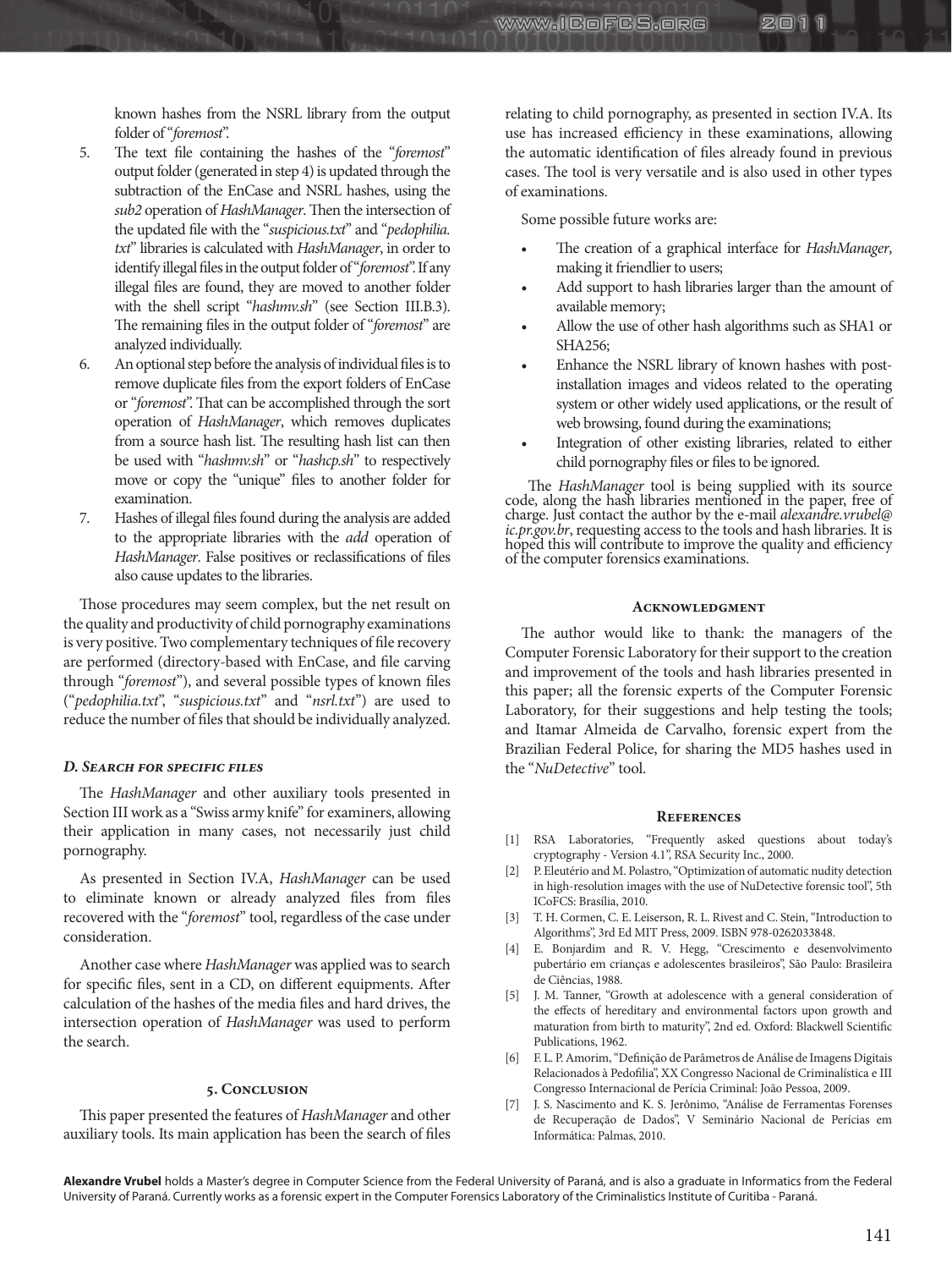known hashes from the NSRL library from the output folder of "*foremost*".

5. The text file containing the hashes of the "*foremost*" output folder (generated in step 4) is updated through the subtraction of the EnCase and NSRL hashes, using the *sub2* operation of *HashManager*. Then the intersection of the updated file with the "*suspicious.txt*" and "*pedophilia.txt*" libraries is calculated with *HashManager*, in order to identify illegal files in the output folder of "*foremost*". If any illegal files are found, they are moved to another folder with the shell script "*hashmv.sh*" (see Section III.B.3). The remaining files in the output folder of "*foremost*" are analyzed individually.
6. An optional step before the analysis of individual files is to remove duplicate files from the export folders of EnCase or "*foremost*". That can be accomplished through the sort operation of *HashManager*, which removes duplicates from a source hash list. The resulting hash list can then be used with "*hashmv.sh*" or "*hashcp.sh*" to respectively move or copy the "unique" files to another folder for examination.
7. Hashes of illegal files found during the analysis are added to the appropriate libraries with the *add* operation of *HashManager*. False positives or reclassifications of files also cause updates to the libraries.

Those procedures may seem complex, but the net result on the quality and productivity of child pornography examinations is very positive. Two complementary techniques of file recovery are performed (directory-based with EnCase, and file carving through "*foremost*"), and several possible types of known files ("*pedophilia.txt*", "*suspicious.txt*" and "*nsrl.txt*") are used to reduce the number of files that should be individually analyzed.

### *D. Search for specific files*

The *HashManager* and other auxiliary tools presented in Section III work as a "Swiss army knife" for examiners, allowing their application in many cases, not necessarily just child pornography.

As presented in Section IV.A, *HashManager* can be used to eliminate known or already analyzed files from files recovered with the "*foremost*" tool, regardless of the case under consideration.

Another case where *HashManager* was applied was to search for specific files, sent in a CD, on different equipments. After calculation of the hashes of the media files and hard drives, the intersection operation of *HashManager* was used to perform the search.

## 5. Conclusion

This paper presented the features of *HashManager* and other auxiliary tools. Its main application has been the search of files relating to child pornography, as presented in section IV.A. Its use has increased efficiency in these examinations, allowing the automatic identification of files already found in previous cases. The tool is very versatile and is also used in other types of examinations.

Some possible future works are:

- The creation of a graphical interface for *HashManager*, making it friendlier to users;
- Add support to hash libraries larger than the amount of available memory;
- Allow the use of other hash algorithms such as SHA1 or SHA256;
- Enhance the NSRL library of known hashes with post-installation images and videos related to the operating system or other widely used applications, or the result of web browsing, found during the examinations;
- Integration of other existing libraries, related to either child pornography files or files to be ignored.

The *HashManager* tool is being supplied with its source code, along the hash libraries mentioned in the paper, free of charge. Just contact the author by the e-mail *alexandre.vrubel@ic.pr.gov.br*, requesting access to the tools and hash libraries. It is hoped this will contribute to improve the quality and efficiency of the computer forensics examinations.

## Acknowledgment

The author would like to thank: the managers of the Computer Forensic Laboratory for their support to the creation and improvement of the tools and hash libraries presented in this paper; all the forensic experts of the Computer Forensic Laboratory, for their suggestions and help testing the tools; and Itamar Almeida de Carvalho, forensic expert from the Brazilian Federal Police, for sharing the MD5 hashes used in the "*NuDetective*" tool.

## References

[1] RSA Laboratories, "Frequently asked questions about today's cryptography - Version 4.1", RSA Security Inc., 2000.

[2] P. Eleutério and M. Polastro, "Optimization of automatic nudity detection in high-resolution images with the use of NuDetective forensic tool", 5th ICoFCS: Brasília, 2010.

[3] T. H. Cormen, C. E. Leiserson, R. L. Rivest and C. Stein, "Introduction to Algorithms", 3rd Ed MIT Press, 2009. ISBN 978-0262033848.

[4] E. Bonjardim and R. V. Hegg, "Crescimento e desenvolvimento pubertário em crianças e adolescentes brasileiros", São Paulo: Brasileira de Ciências, 1988.

[5] J. M. Tanner, "Growth at adolescence with a general consideration of the effects of hereditary and environmental factors upon growth and maturation from birth to maturity", 2nd ed. Oxford: Blackwell Scientific Publications, 1962.

[6] F. L. P. Amorim, "Definição de Parâmetros de Análise de Imagens Digitais Relacionados à Pedofilia", XX Congresso Nacional de Criminalística e III Congresso Internacional de Perícia Criminal: João Pessoa, 2009.

[7] J. S. Nascimento and K. S. Jerônimo, "Análise de Ferramentas Forenses de Recuperação de Dados", V Seminário Nacional de Perícias em Informática: Palmas, 2010.

**Alexandre Vrubel** holds a Master's degree in Computer Science from the Federal University of Paraná, and is also a graduate in Informatics from the Federal University of Paraná. Currently works as a forensic expert in the Computer Forensics Laboratory of the Criminalistics Institute of Curitiba - Paraná.